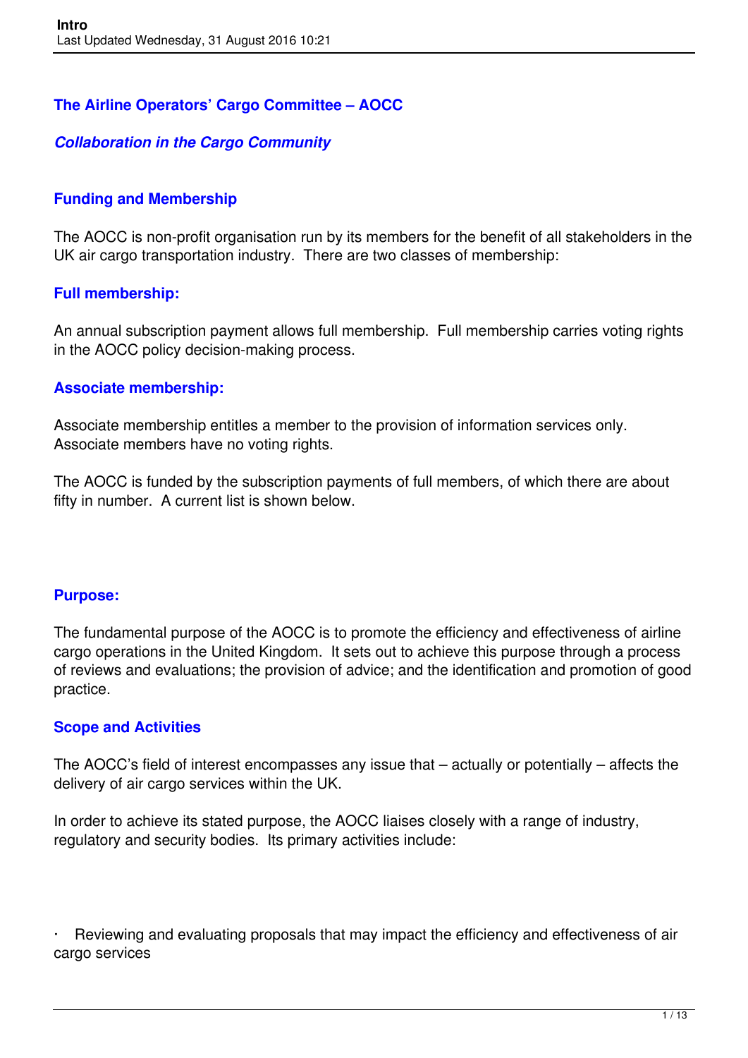## The Airline Operators' Cargo Committee – AOCC

***Collaboration in the Cargo Community***

### Funding and Membership

The AOCC is non-profit organisation run by its members for the benefit of all stakeholders in the UK air cargo transportation industry. There are two classes of membership:

### Full membership:

An annual subscription payment allows full membership. Full membership carries voting rights in the AOCC policy decision-making process.

### Associate membership:

Associate membership entitles a member to the provision of information services only. Associate members have no voting rights.

The AOCC is funded by the subscription payments of full members, of which there are about fifty in number. A current list is shown below.

### Purpose:

The fundamental purpose of the AOCC is to promote the efficiency and effectiveness of airline cargo operations in the United Kingdom. It sets out to achieve this purpose through a process of reviews and evaluations; the provision of advice; and the identification and promotion of good practice.

### Scope and Activities

The AOCC's field of interest encompasses any issue that – actually or potentially – affects the delivery of air cargo services within the UK.

In order to achieve its stated purpose, the AOCC liaises closely with a range of industry, regulatory and security bodies. Its primary activities include:

- Reviewing and evaluating proposals that may impact the efficiency and effectiveness of air cargo services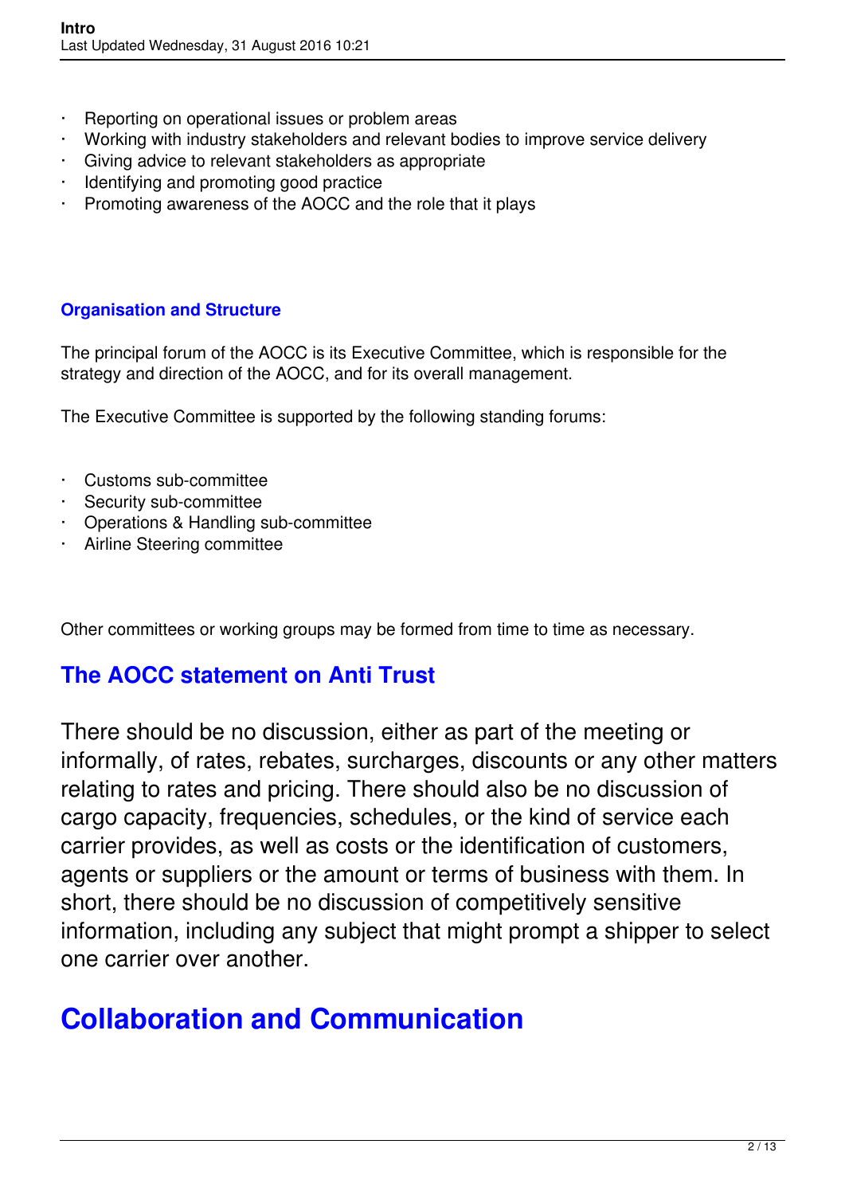- Reporting on operational issues or problem areas
- Working with industry stakeholders and relevant bodies to improve service delivery
- Giving advice to relevant stakeholders as appropriate
- Identifying and promoting good practice
- Promoting awareness of the AOCC and the role that it plays

### Organisation and Structure

The principal forum of the AOCC is its Executive Committee, which is responsible for the strategy and direction of the AOCC, and for its overall management.

The Executive Committee is supported by the following standing forums:

- Customs sub-committee
- Security sub-committee
- Operations & Handling sub-committee
- Airline Steering committee

Other committees or working groups may be formed from time to time as necessary.

## The AOCC statement on Anti Trust

There should be no discussion, either as part of the meeting or informally, of rates, rebates, surcharges, discounts or any other matters relating to rates and pricing. There should also be no discussion of cargo capacity, frequencies, schedules, or the kind of service each carrier provides, as well as costs or the identification of customers, agents or suppliers or the amount or terms of business with them. In short, there should be no discussion of competitively sensitive information, including any subject that might prompt a shipper to select one carrier over another.

# Collaboration and Communication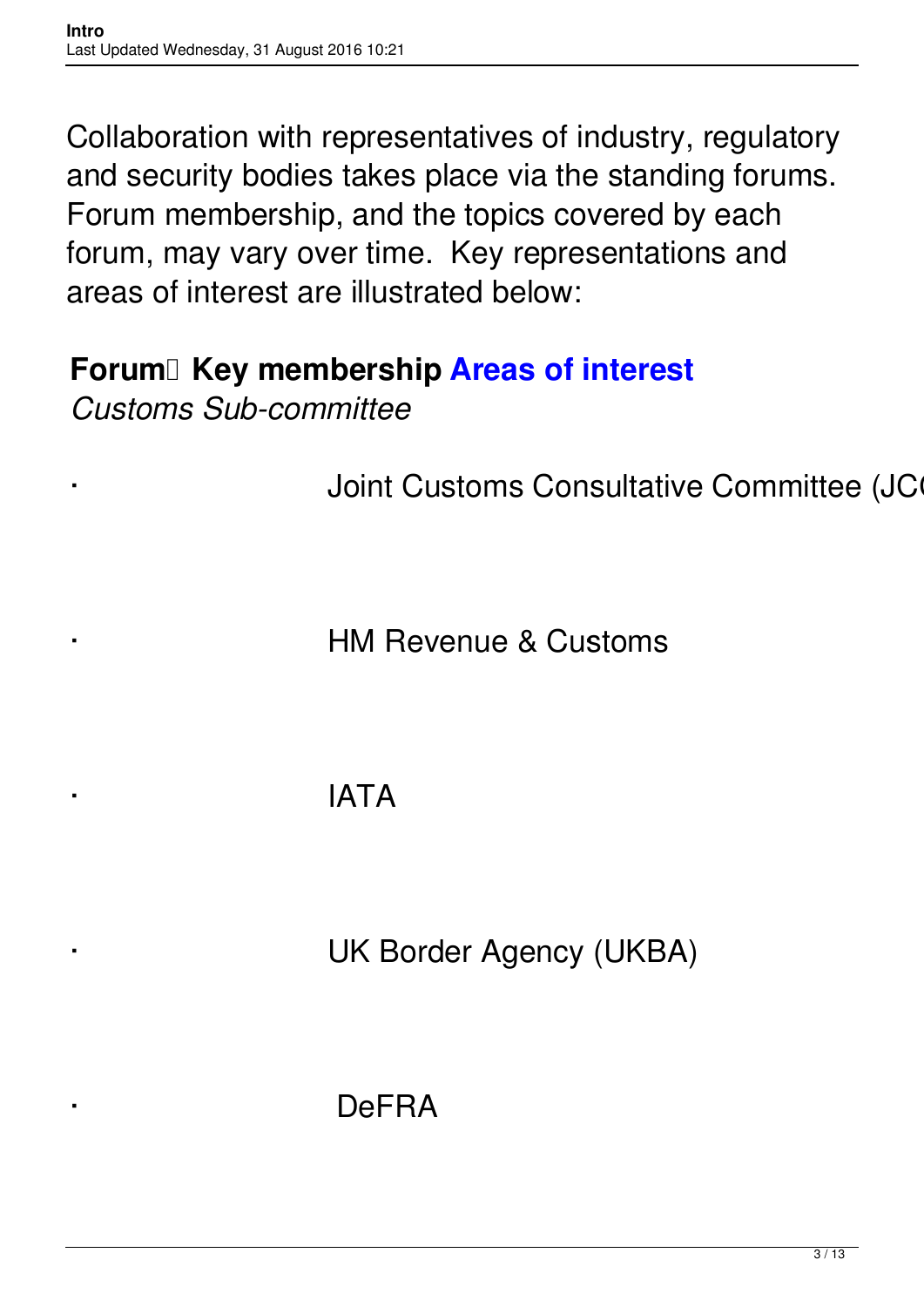Collaboration with representatives of industry, regulatory and security bodies takes place via the standing forums. Forum membership, and the topics covered by each forum, may vary over time. Key representations and areas of interest are illustrated below:

**Forum Key membership Areas of interest**

*Customs Sub-committee*

- Joint Customs Consultative Committee (JC

- HM Revenue & Customs

- IATA

- UK Border Agency (UKBA)

- DeFRA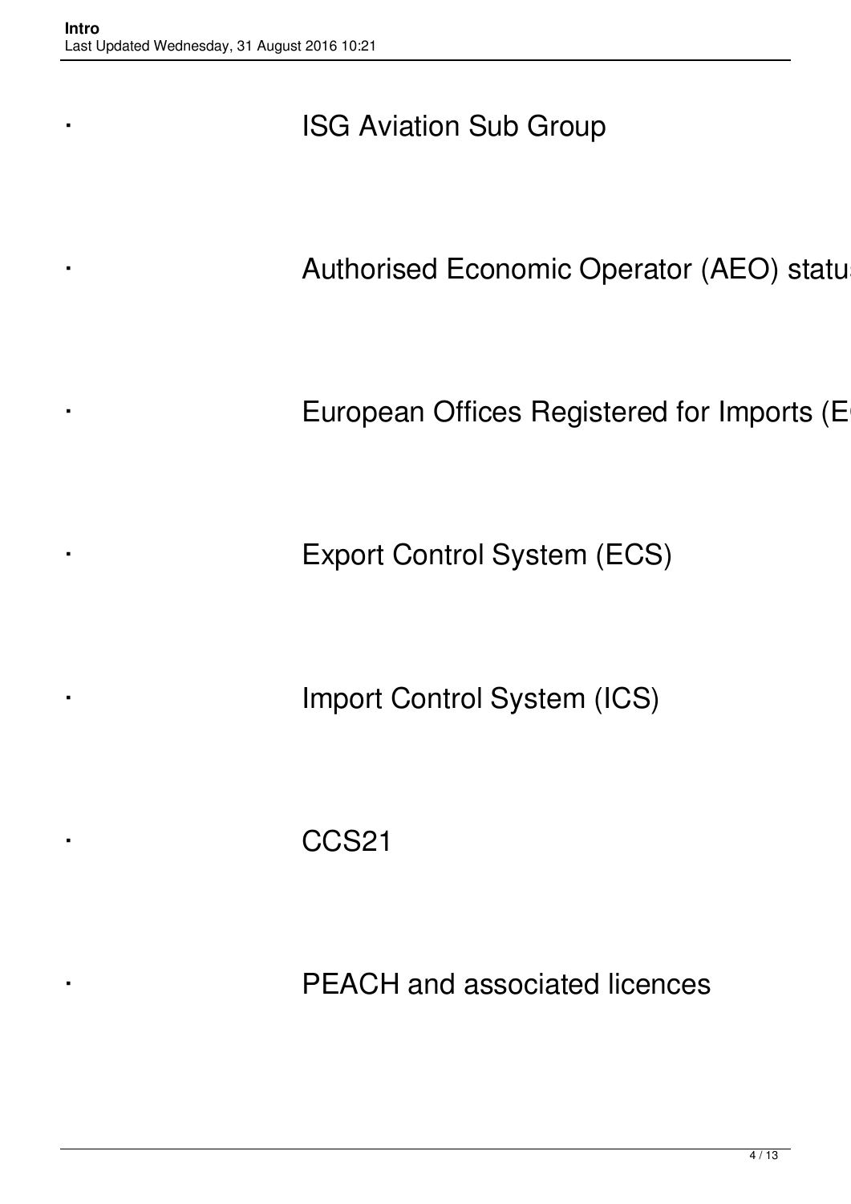- ISG Aviation Sub Group
- Authorised Economic Operator (AEO) statu
- European Offices Registered for Imports (E
- Export Control System (ECS)
- Import Control System (ICS)
- CCS21
- PEACH and associated licences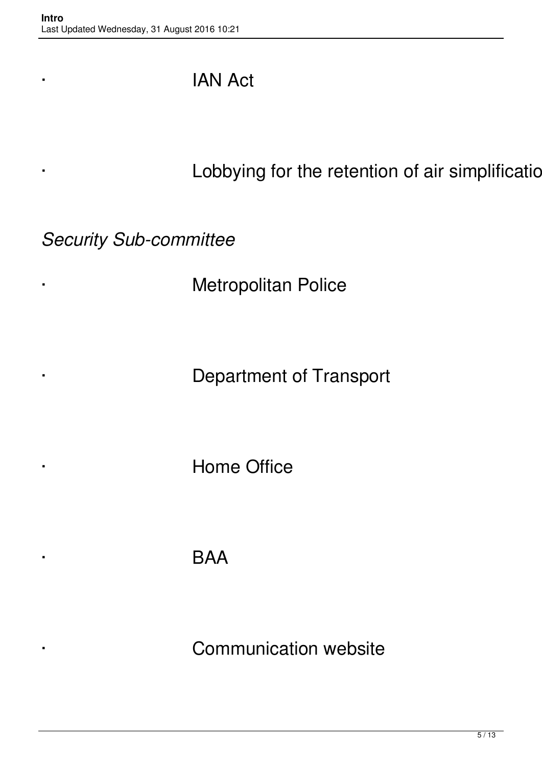- IAN Act

- Lobbying for the retention of air simplificatio

*Security Sub-committee*

- Metropolitan Police

- Department of Transport

- Home Office

- BAA

- Communication website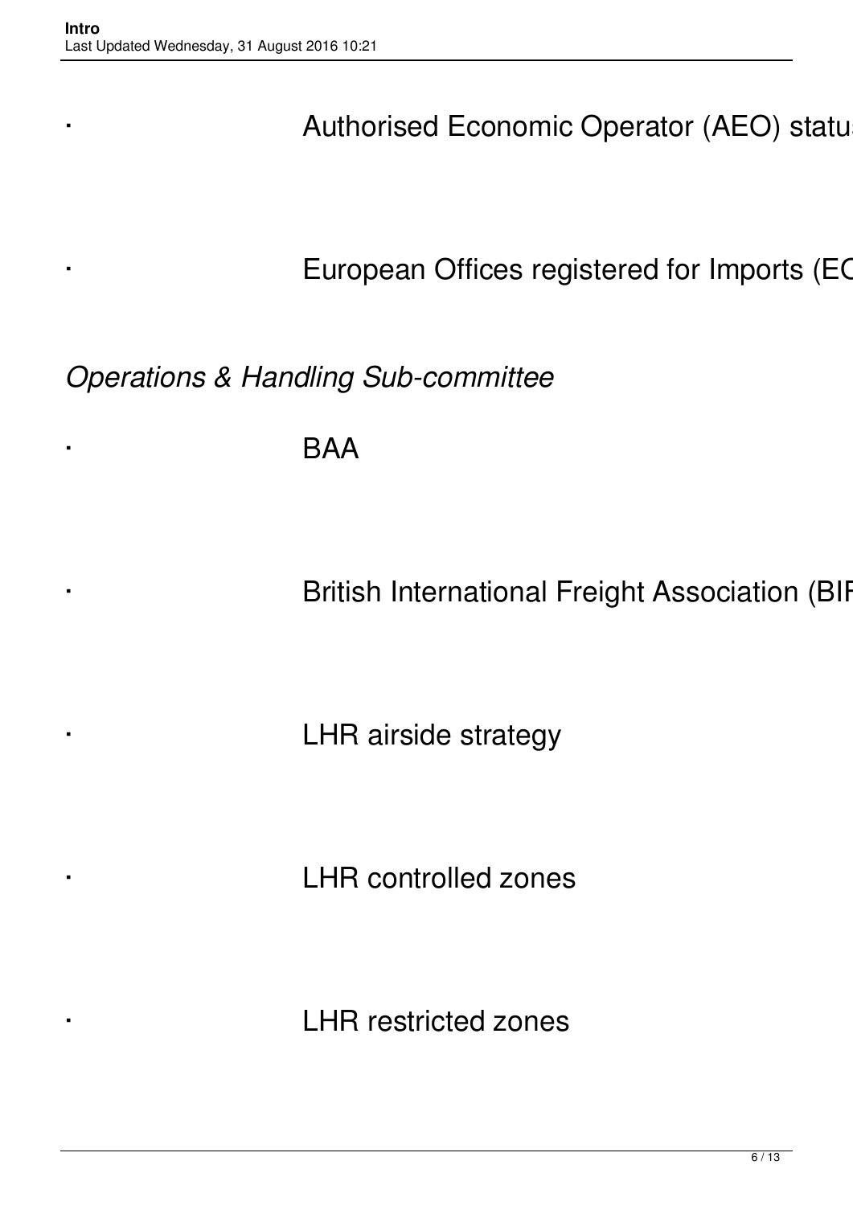- Authorised Economic Operator (AEO) statu
- European Offices registered for Imports (EC

*Operations & Handling Sub-committee*

- BAA
- British International Freight Association (BIF
- LHR airside strategy
- LHR controlled zones
- LHR restricted zones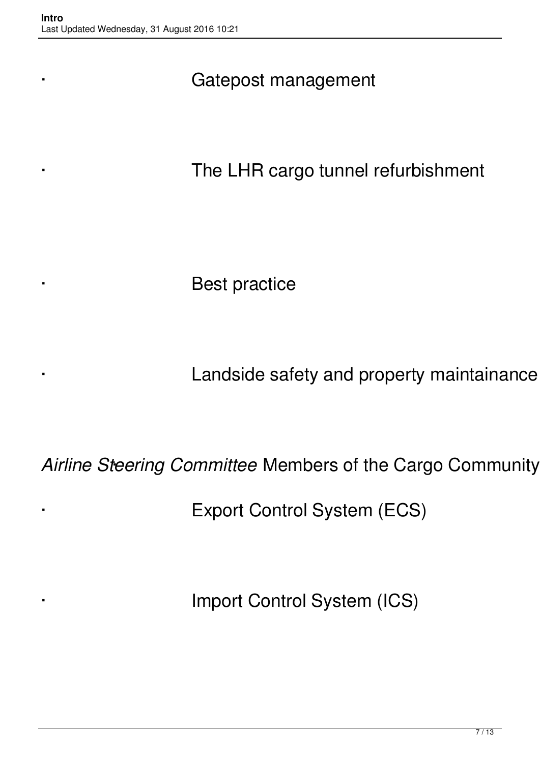- Gatepost management

- The LHR cargo tunnel refurbishment

- Best practice

- Landside safety and property maintainance

*Airline Steering Committee* Members of the Cargo Community

- Export Control System (ECS)

- Import Control System (ICS)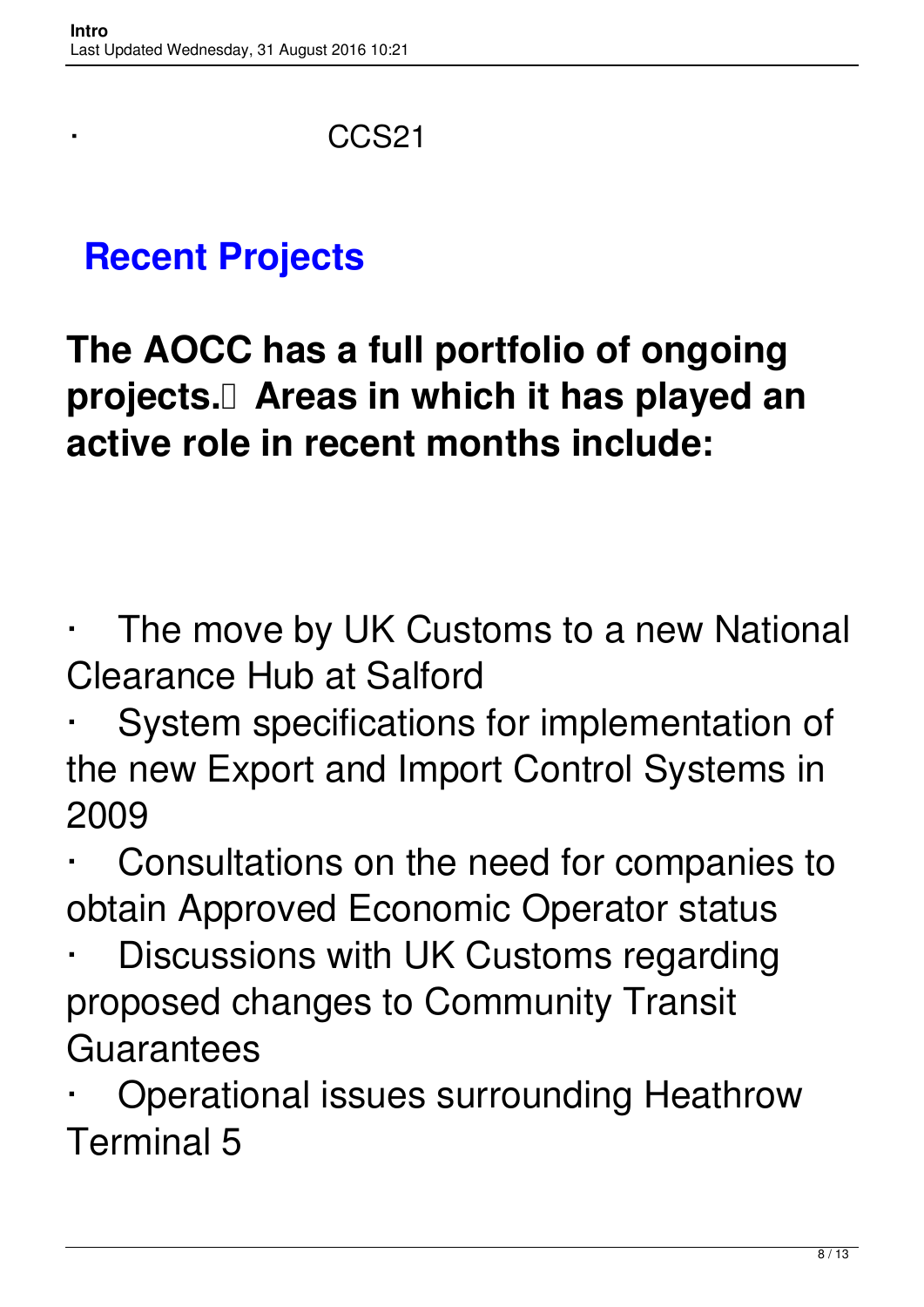- CCS21

## Recent Projects

## The AOCC has a full portfolio of ongoing projects. Areas in which it has played an active role in recent months include:

- The move by UK Customs to a new National Clearance Hub at Salford
- System specifications for implementation of the new Export and Import Control Systems in 2009
- Consultations on the need for companies to obtain Approved Economic Operator status
- Discussions with UK Customs regarding proposed changes to Community Transit Guarantees
- Operational issues surrounding Heathrow Terminal 5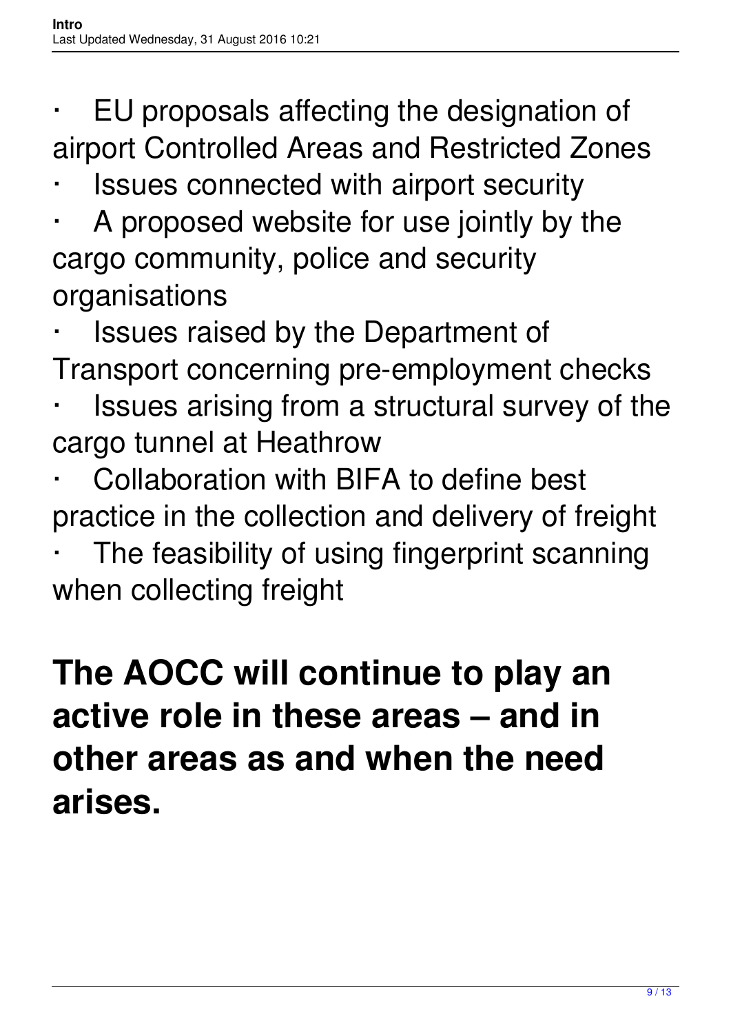- EU proposals affecting the designation of airport Controlled Areas and Restricted Zones
- Issues connected with airport security
- A proposed website for use jointly by the cargo community, police and security organisations
- Issues raised by the Department of Transport concerning pre-employment checks
- Issues arising from a structural survey of the cargo tunnel at Heathrow
- Collaboration with BIFA to define best practice in the collection and delivery of freight
- The feasibility of using fingerprint scanning when collecting freight

# The AOCC will continue to play an active role in these areas – and in other areas as and when the need arises.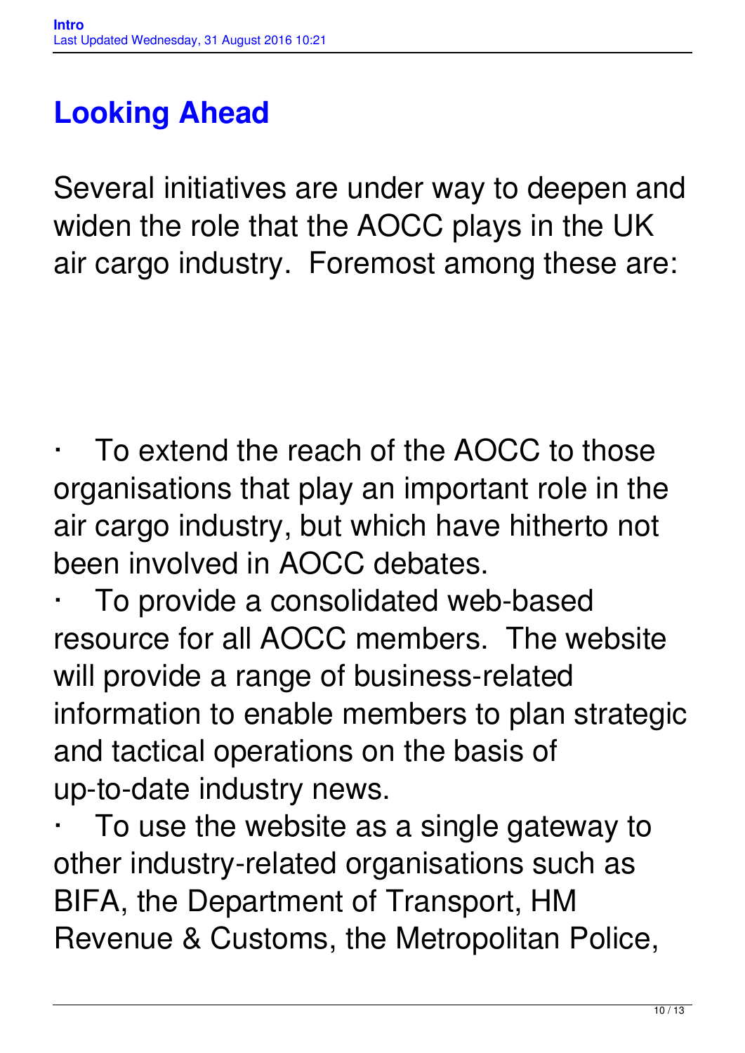## Looking Ahead

Several initiatives are under way to deepen and widen the role that the AOCC plays in the UK air cargo industry.  Foremost among these are:

- To extend the reach of the AOCC to those organisations that play an important role in the air cargo industry, but which have hitherto not been involved in AOCC debates.
- To provide a consolidated web-based resource for all AOCC members.  The website will provide a range of business-related information to enable members to plan strategic and tactical operations on the basis of up-to-date industry news.
- To use the website as a single gateway to other industry-related organisations such as BIFA, the Department of Transport, HM Revenue & Customs, the Metropolitan Police,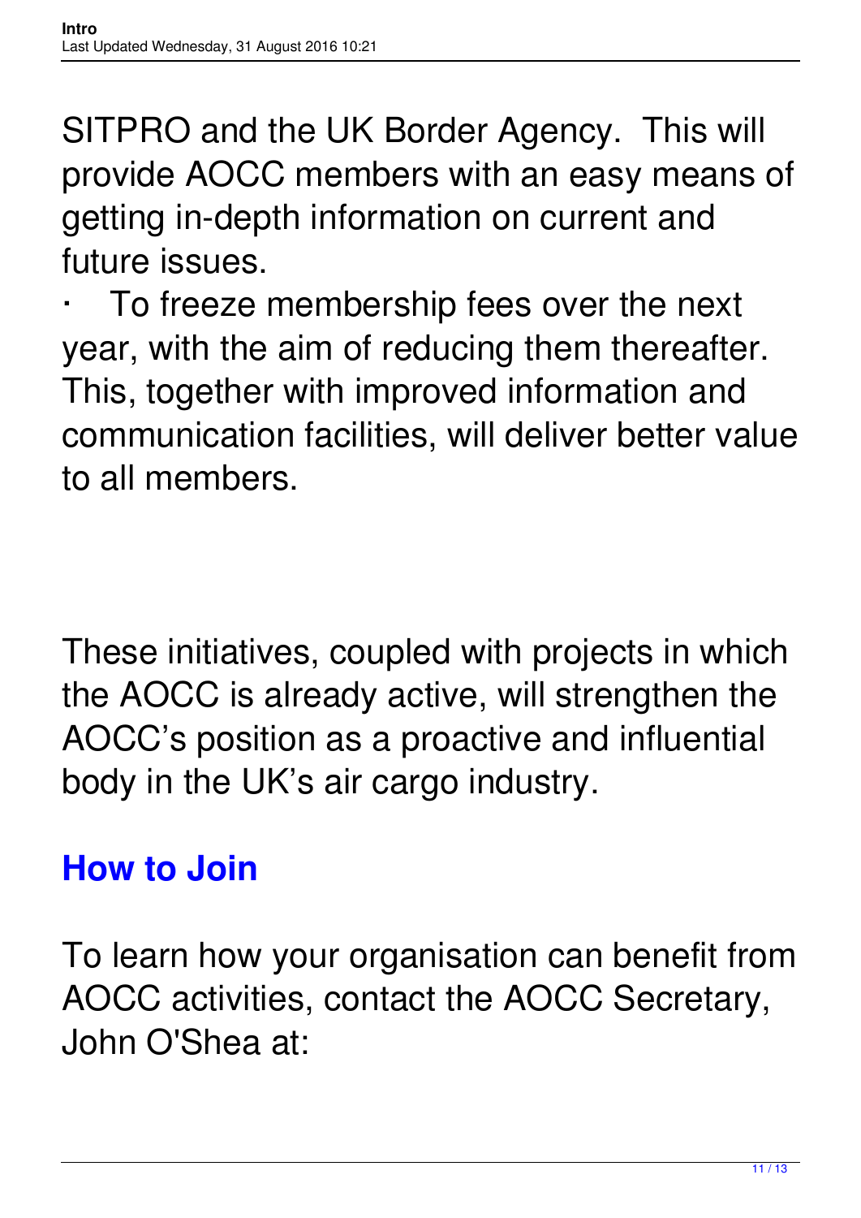SITPRO and the UK Border Agency.  This will provide AOCC members with an easy means of getting in-depth information on current and future issues.

·   To freeze membership fees over the next year, with the aim of reducing them thereafter. This, together with improved information and communication facilities, will deliver better value to all members.

These initiatives, coupled with projects in which the AOCC is already active, will strengthen the AOCC's position as a proactive and influential body in the UK's air cargo industry.

## How to Join

To learn how your organisation can benefit from AOCC activities, contact the AOCC Secretary, John O'Shea at: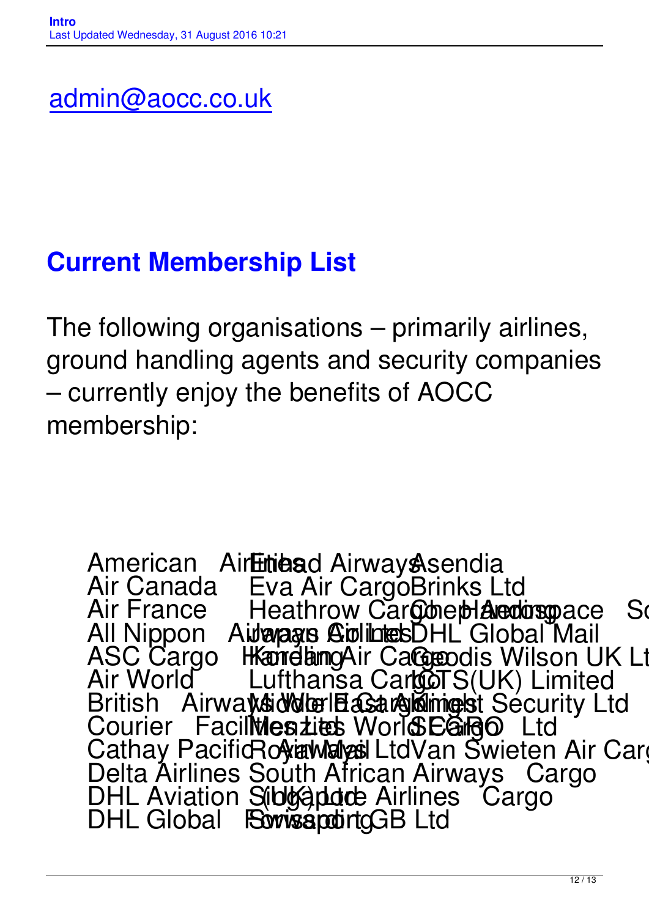admin@aocc.co.uk

## Current Membership List

The following organisations – primarily airlines, ground handling agents and security companies – currently enjoy the benefits of AOCC membership:

- American Airlines
- Air Canada
- Air France
- All Nippon Airways Co Ltd
- ASC Cargo Handling
- Air World
- British Airways World Cargo
- Courier Facilities Ltd
- Cathay Pacific Airways Ltd
- Delta Airlines
- DHL Aviation (UK) Ltd
- DHL Global Forwarding
- Etihad Airways
- Eva Air Cargo
- Heathrow Cargo Handling
- Japan Airlines
- Korean Air Cargo
- Lufthansa Cargo
- Middle East Airlines
- Menzies World Cargo
- Royal Mail
- South African Airways Cargo
- Singapore Airlines Cargo
- Swissport GB Ltd
- Asendia
- Brinks Ltd
- Chep Aerospace Solutions
- DHL Global Mail
- Geodis Wilson UK Ltd
- GTS(UK) Limited
- Knight Security Ltd
- SECRO Ltd
- Van Swieten Air Cargo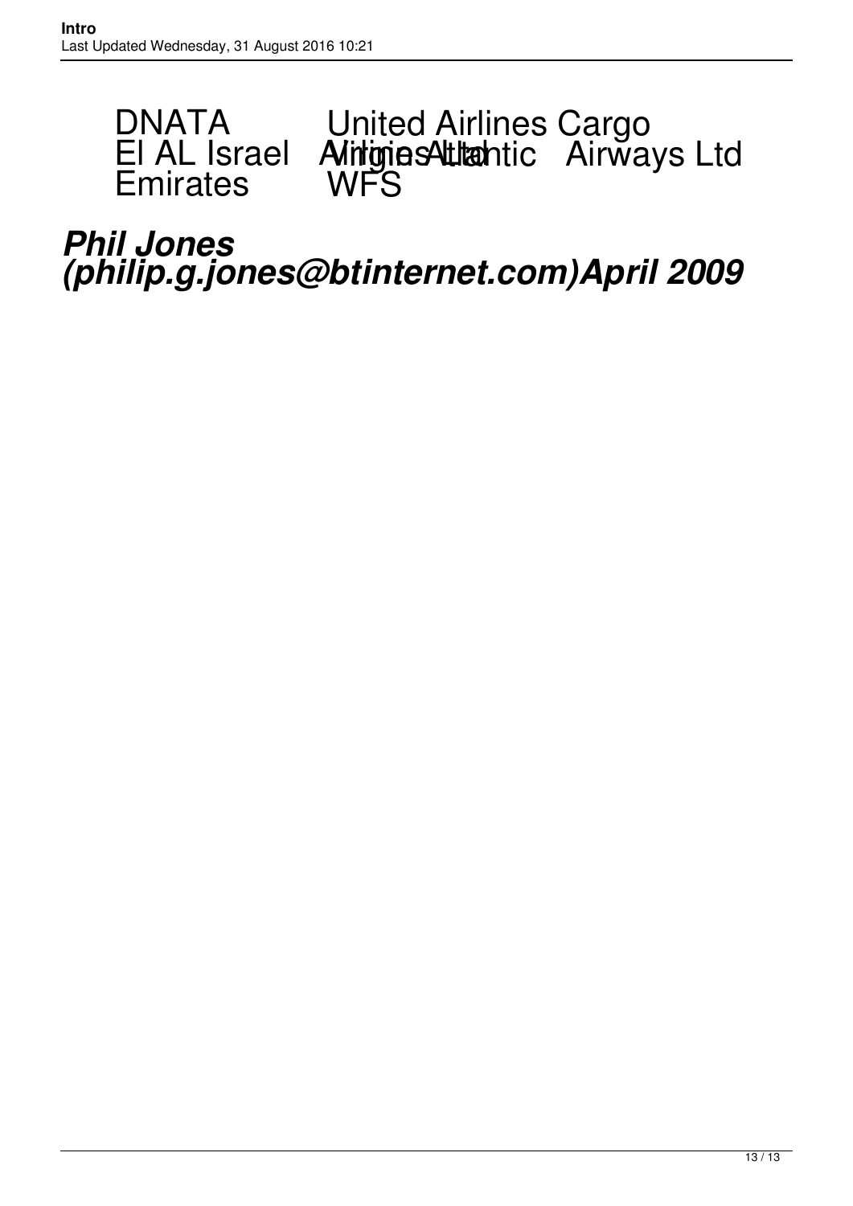DNATA

El AL Israel Airlines Ltd

Emirates

United Airlines Cargo

Virgin Atlantic Airways Ltd

WFS

***Phil Jones (philip.g.jones@btinternet.com)April 2009***